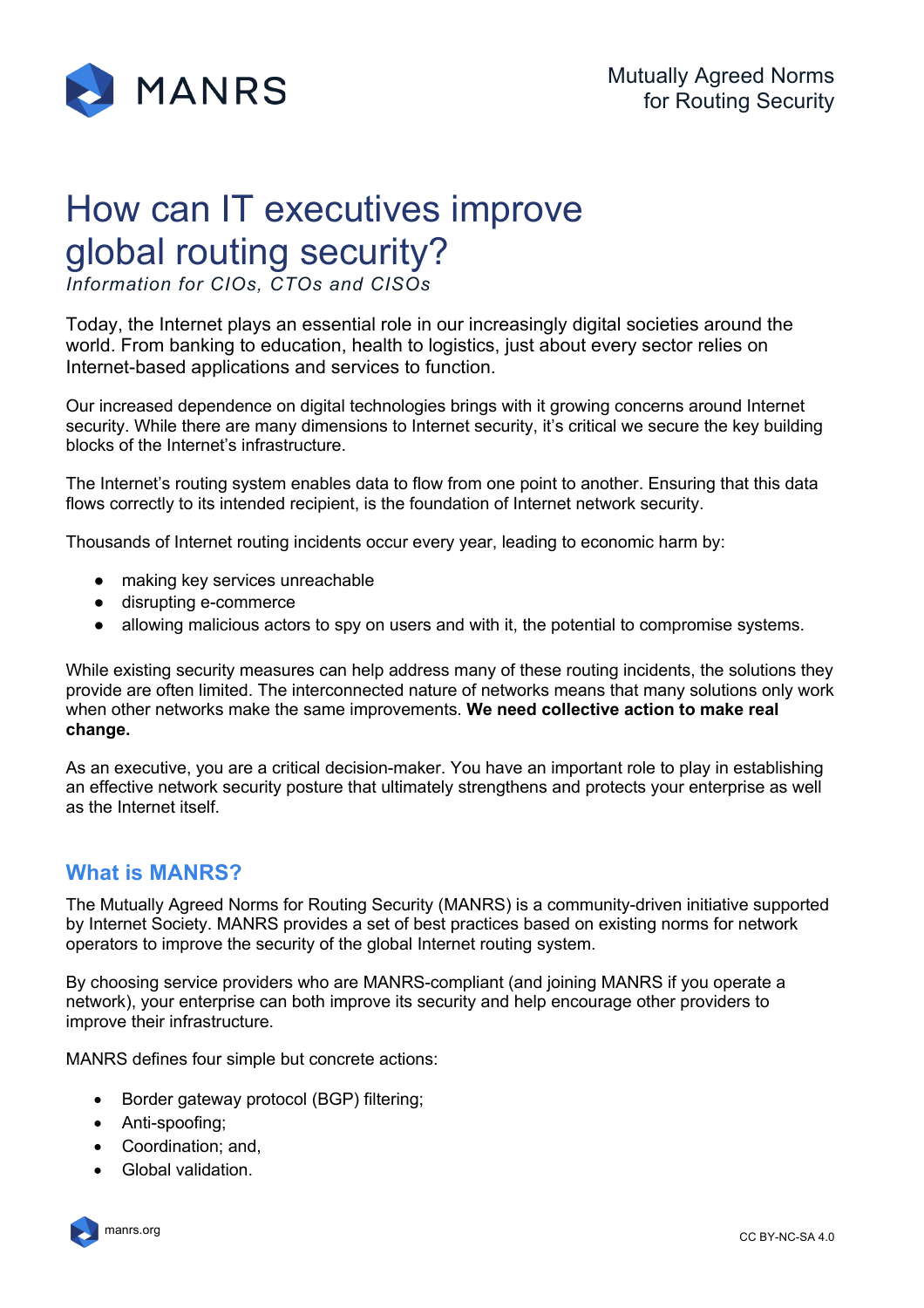MANRS

Mutually Agreed Norms for Routing Security

# How can IT executives improve global routing security?

*Information for CIOs, CTOs and CISOs*

Today, the Internet plays an essential role in our increasingly digital societies around the world. From banking to education, health to logistics, just about every sector relies on Internet-based applications and services to function.

Our increased dependence on digital technologies brings with it growing concerns around Internet security. While there are many dimensions to Internet security, it's critical we secure the key building blocks of the Internet's infrastructure.

The Internet's routing system enables data to flow from one point to another. Ensuring that this data flows correctly to its intended recipient, is the foundation of Internet network security.

Thousands of Internet routing incidents occur every year, leading to economic harm by:

- making key services unreachable
- disrupting e-commerce
- allowing malicious actors to spy on users and with it, the potential to compromise systems.

While existing security measures can help address many of these routing incidents, the solutions they provide are often limited. The interconnected nature of networks means that many solutions only work when other networks make the same improvements. **We need collective action to make real change.**

As an executive, you are a critical decision-maker. You have an important role to play in establishing an effective network security posture that ultimately strengthens and protects your enterprise as well as the Internet itself.

## What is MANRS?

The Mutually Agreed Norms for Routing Security (MANRS) is a community-driven initiative supported by Internet Society. MANRS provides a set of best practices based on existing norms for network operators to improve the security of the global Internet routing system.

By choosing service providers who are MANRS-compliant (and joining MANRS if you operate a network), your enterprise can both improve its security and help encourage other providers to improve their infrastructure.

MANRS defines four simple but concrete actions:

- Border gateway protocol (BGP) filtering;
- Anti-spoofing;
- Coordination; and,
- Global validation.

manrs.org

CC BY-NC-SA 4.0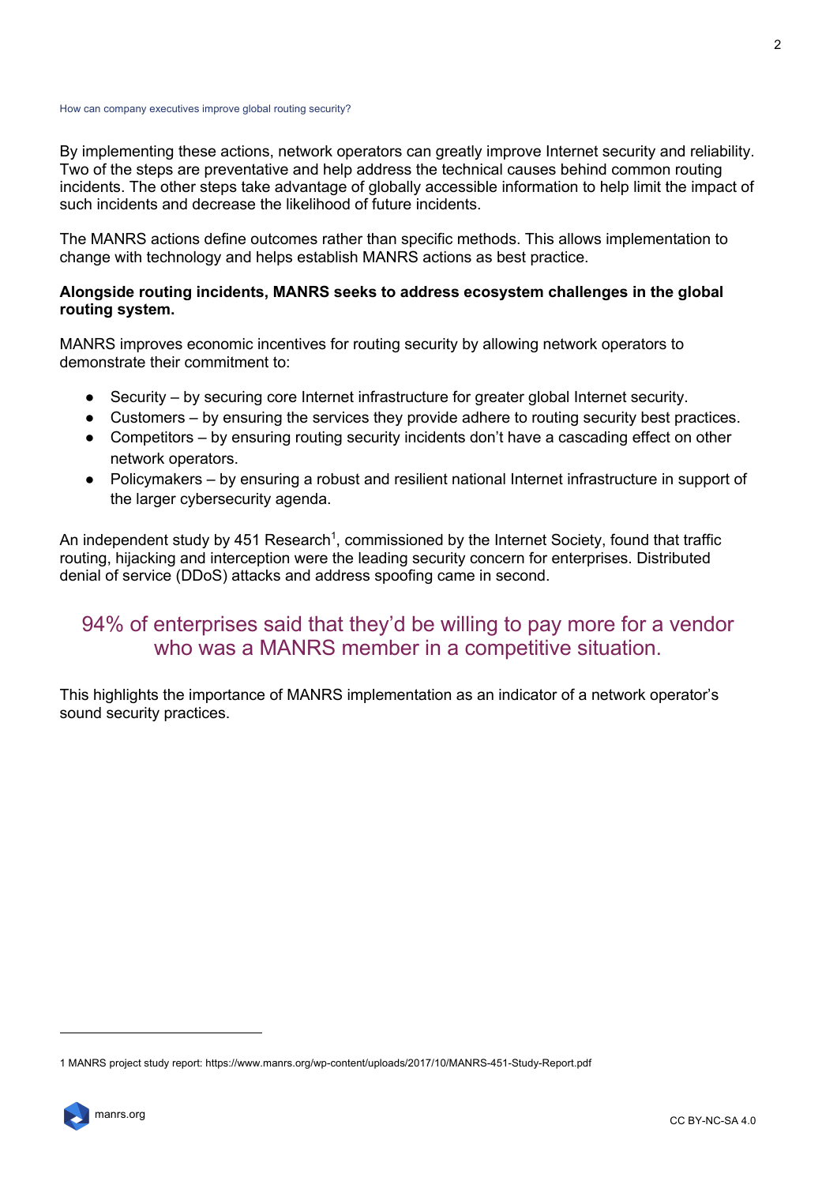By implementing these actions, network operators can greatly improve Internet security and reliability. Two of the steps are preventative and help address the technical causes behind common routing incidents. The other steps take advantage of globally accessible information to help limit the impact of such incidents and decrease the likelihood of future incidents.

The MANRS actions define outcomes rather than specific methods. This allows implementation to change with technology and helps establish MANRS actions as best practice.

**Alongside routing incidents, MANRS seeks to address ecosystem challenges in the global routing system.**

MANRS improves economic incentives for routing security by allowing network operators to demonstrate their commitment to:

- Security – by securing core Internet infrastructure for greater global Internet security.
- Customers – by ensuring the services they provide adhere to routing security best practices.
- Competitors – by ensuring routing security incidents don't have a cascading effect on other network operators.
- Policymakers – by ensuring a robust and resilient national Internet infrastructure in support of the larger cybersecurity agenda.

An independent study by 451 Research[1], commissioned by the Internet Society, found that traffic routing, hijacking and interception were the leading security concern for enterprises. Distributed denial of service (DDoS) attacks and address spoofing came in second.

> 94% of enterprises said that they'd be willing to pay more for a vendor who was a MANRS member in a competitive situation.

This highlights the importance of MANRS implementation as an indicator of a network operator's sound security practices.

---

1 MANRS project study report: https://www.manrs.org/wp-content/uploads/2017/10/MANRS-451-Study-Report.pdf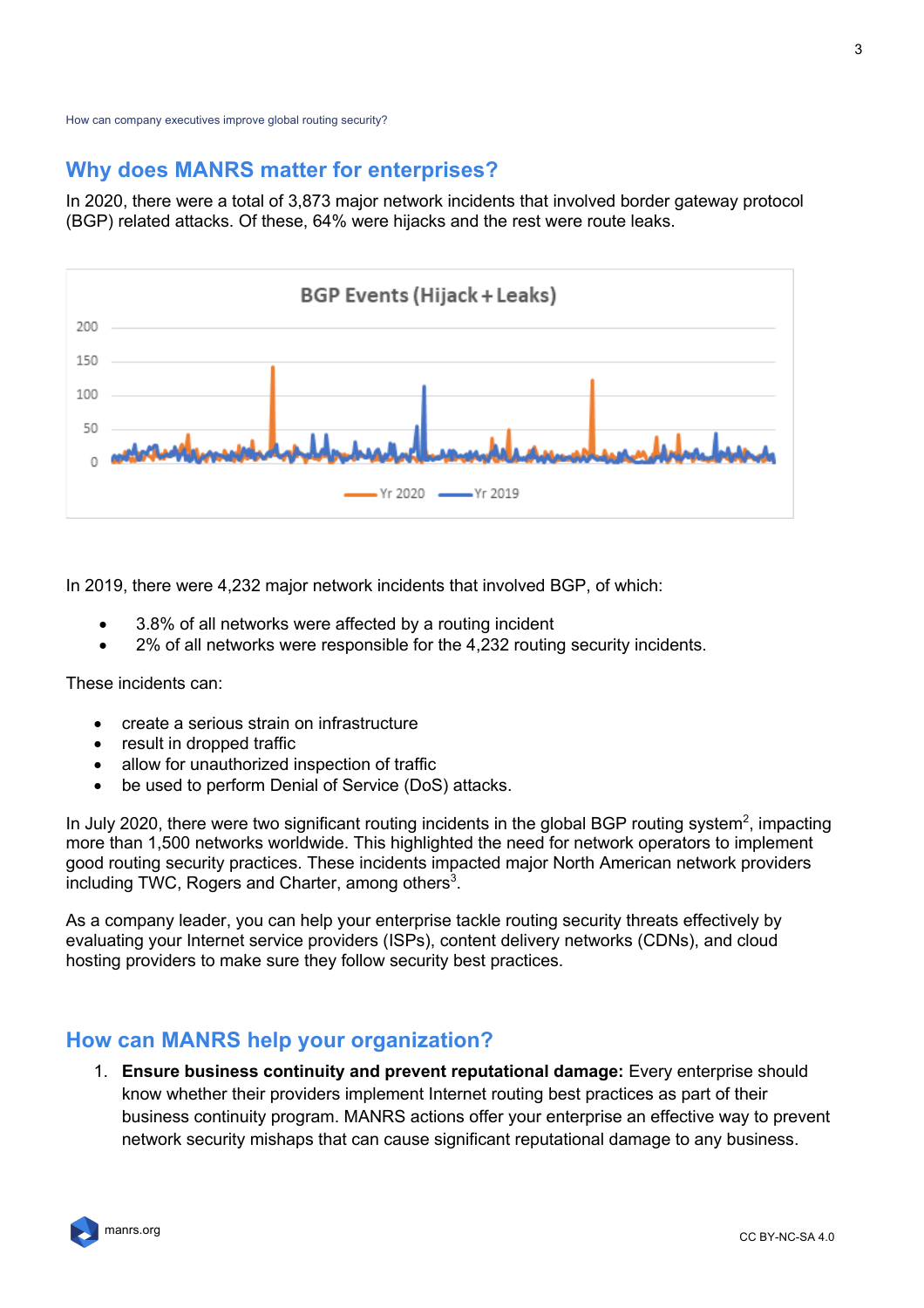## Why does MANRS matter for enterprises?

In 2020, there were a total of 3,873 major network incidents that involved border gateway protocol (BGP) related attacks. Of these, 64% were hijacks and the rest were route leaks.

In 2019, there were 4,232 major network incidents that involved BGP, of which:

- 3.8% of all networks were affected by a routing incident
- 2% of all networks were responsible for the 4,232 routing security incidents.

These incidents can:

- create a serious strain on infrastructure
- result in dropped traffic
- allow for unauthorized inspection of traffic
- be used to perform Denial of Service (DoS) attacks.

In July 2020, there were two significant routing incidents in the global BGP routing system[2], impacting more than 1,500 networks worldwide. This highlighted the need for network operators to implement good routing security practices. These incidents impacted major North American network providers including TWC, Rogers and Charter, among others[3].

As a company leader, you can help your enterprise tackle routing security threats effectively by evaluating your Internet service providers (ISPs), content delivery networks (CDNs), and cloud hosting providers to make sure they follow security best practices.

## How can MANRS help your organization?

1. **Ensure business continuity and prevent reputational damage:** Every enterprise should know whether their providers implement Internet routing best practices as part of their business continuity program. MANRS actions offer your enterprise an effective way to prevent network security mishaps that can cause significant reputational damage to any business.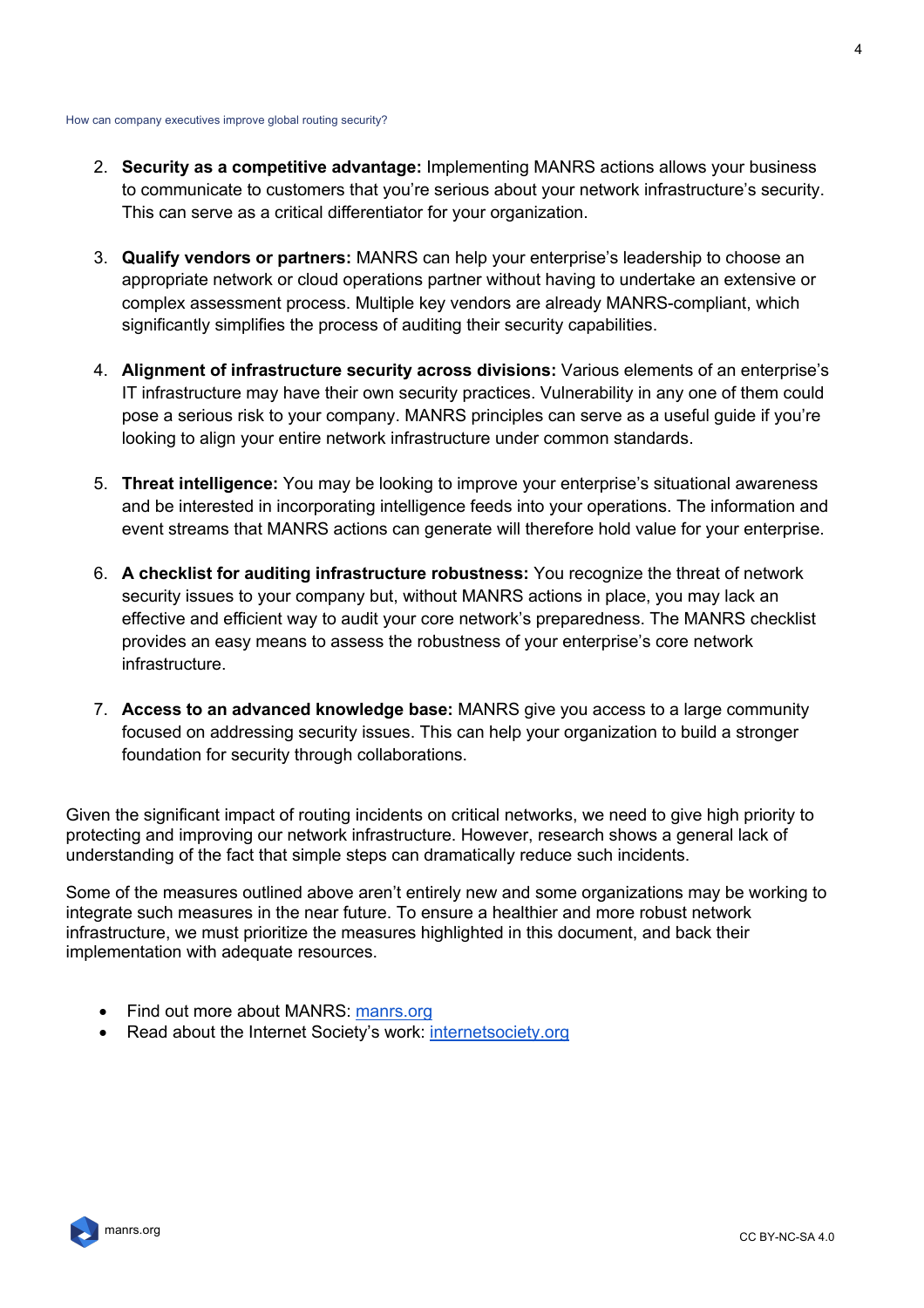2. **Security as a competitive advantage:** Implementing MANRS actions allows your business to communicate to customers that you're serious about your network infrastructure's security. This can serve as a critical differentiator for your organization.

3. **Qualify vendors or partners:** MANRS can help your enterprise's leadership to choose an appropriate network or cloud operations partner without having to undertake an extensive or complex assessment process. Multiple key vendors are already MANRS-compliant, which significantly simplifies the process of auditing their security capabilities.

4. **Alignment of infrastructure security across divisions:** Various elements of an enterprise's IT infrastructure may have their own security practices. Vulnerability in any one of them could pose a serious risk to your company. MANRS principles can serve as a useful guide if you're looking to align your entire network infrastructure under common standards.

5. **Threat intelligence:** You may be looking to improve your enterprise's situational awareness and be interested in incorporating intelligence feeds into your operations. The information and event streams that MANRS actions can generate will therefore hold value for your enterprise.

6. **A checklist for auditing infrastructure robustness:** You recognize the threat of network security issues to your company but, without MANRS actions in place, you may lack an effective and efficient way to audit your core network's preparedness. The MANRS checklist provides an easy means to assess the robustness of your enterprise's core network infrastructure.

7. **Access to an advanced knowledge base:** MANRS give you access to a large community focused on addressing security issues. This can help your organization to build a stronger foundation for security through collaborations.

Given the significant impact of routing incidents on critical networks, we need to give high priority to protecting and improving our network infrastructure. However, research shows a general lack of understanding of the fact that simple steps can dramatically reduce such incidents.

Some of the measures outlined above aren't entirely new and some organizations may be working to integrate such measures in the near future. To ensure a healthier and more robust network infrastructure, we must prioritize the measures highlighted in this document, and back their implementation with adequate resources.

- Find out more about MANRS: [manrs.org](https://manrs.org)
- Read about the Internet Society's work: [internetsociety.org](https://internetsociety.org)

manrs.org

CC BY-NC-SA 4.0